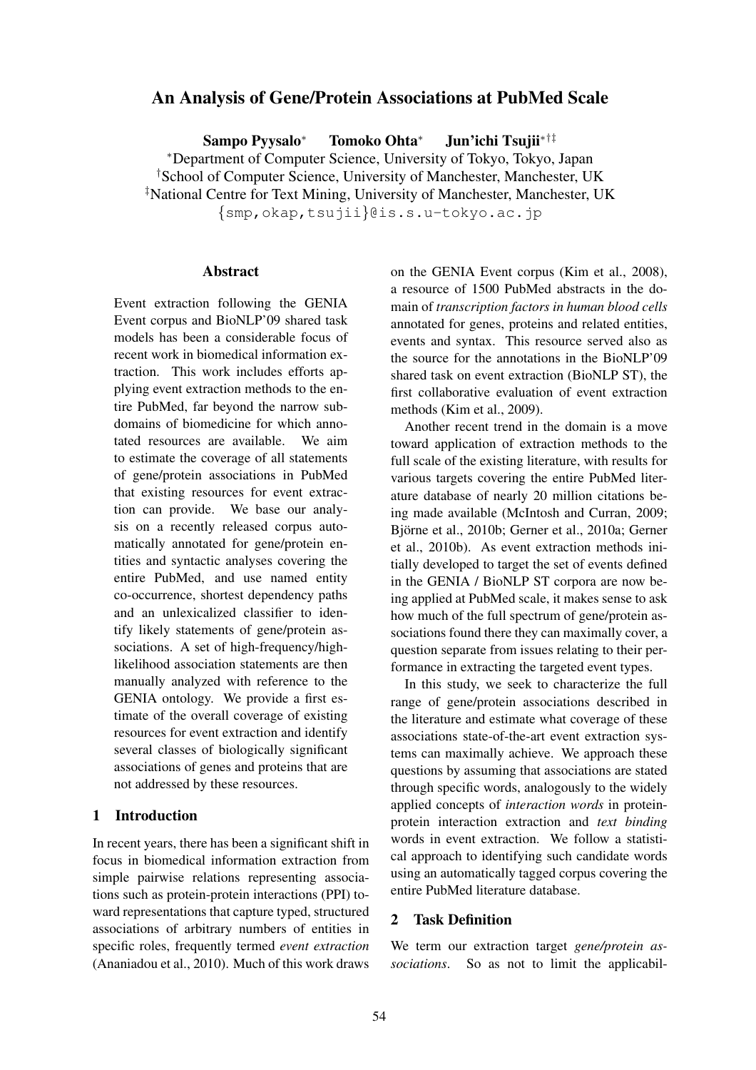# An Analysis of Gene/Protein Associations at PubMed Scale

**Sampo Pyysalo**[*] **Tomoko Ohta**[*] **Jun'ichi Tsujii**[*†‡]

[*]Department of Computer Science, University of Tokyo, Tokyo, Japan
[†]School of Computer Science, University of Manchester, Manchester, UK
[‡]National Centre for Text Mining, University of Manchester, Manchester, UK
{smp,okap,tsujii}@is.s.u-tokyo.ac.jp

## Abstract

Event extraction following the GENIA Event corpus and BioNLP'09 shared task models has been a considerable focus of recent work in biomedical information extraction. This work includes efforts applying event extraction methods to the entire PubMed, far beyond the narrow subdomains of biomedicine for which annotated resources are available. We aim to estimate the coverage of all statements of gene/protein associations in PubMed that existing resources for event extraction can provide. We base our analysis on a recently released corpus automatically annotated for gene/protein entities and syntactic analyses covering the entire PubMed, and use named entity co-occurrence, shortest dependency paths and an unlexicalized classifier to identify likely statements of gene/protein associations. A set of high-frequency/high-likelihood association statements are then manually analyzed with reference to the GENIA ontology. We provide a first estimate of the overall coverage of existing resources for event extraction and identify several classes of biologically significant associations of genes and proteins that are not addressed by these resources.

## 1 Introduction

In recent years, there has been a significant shift in focus in biomedical information extraction from simple pairwise relations representing associations such as protein-protein interactions (PPI) toward representations that capture typed, structured associations of arbitrary numbers of entities in specific roles, frequently termed *event extraction* (Ananiadou et al., 2010). Much of this work draws on the GENIA Event corpus (Kim et al., 2008), a resource of 1500 PubMed abstracts in the domain of *transcription factors in human blood cells* annotated for genes, proteins and related entities, events and syntax. This resource served also as the source for the annotations in the BioNLP'09 shared task on event extraction (BioNLP ST), the first collaborative evaluation of event extraction methods (Kim et al., 2009).

Another recent trend in the domain is a move toward application of extraction methods to the full scale of the existing literature, with results for various targets covering the entire PubMed literature database of nearly 20 million citations being made available (McIntosh and Curran, 2009; Björne et al., 2010b; Gerner et al., 2010a; Gerner et al., 2010b). As event extraction methods initially developed to target the set of events defined in the GENIA / BioNLP ST corpora are now being applied at PubMed scale, it makes sense to ask how much of the full spectrum of gene/protein associations found there they can maximally cover, a question separate from issues relating to their performance in extracting the targeted event types.

In this study, we seek to characterize the full range of gene/protein associations described in the literature and estimate what coverage of these associations state-of-the-art event extraction systems can maximally achieve. We approach these questions by assuming that associations are stated through specific words, analogously to the widely applied concepts of *interaction words* in protein-protein interaction extraction and *text binding* words in event extraction. We follow a statistical approach to identifying such candidate words using an automatically tagged corpus covering the entire PubMed literature database.

## 2 Task Definition

We term our extraction target *gene/protein associations*. So as not to limit the applicabil-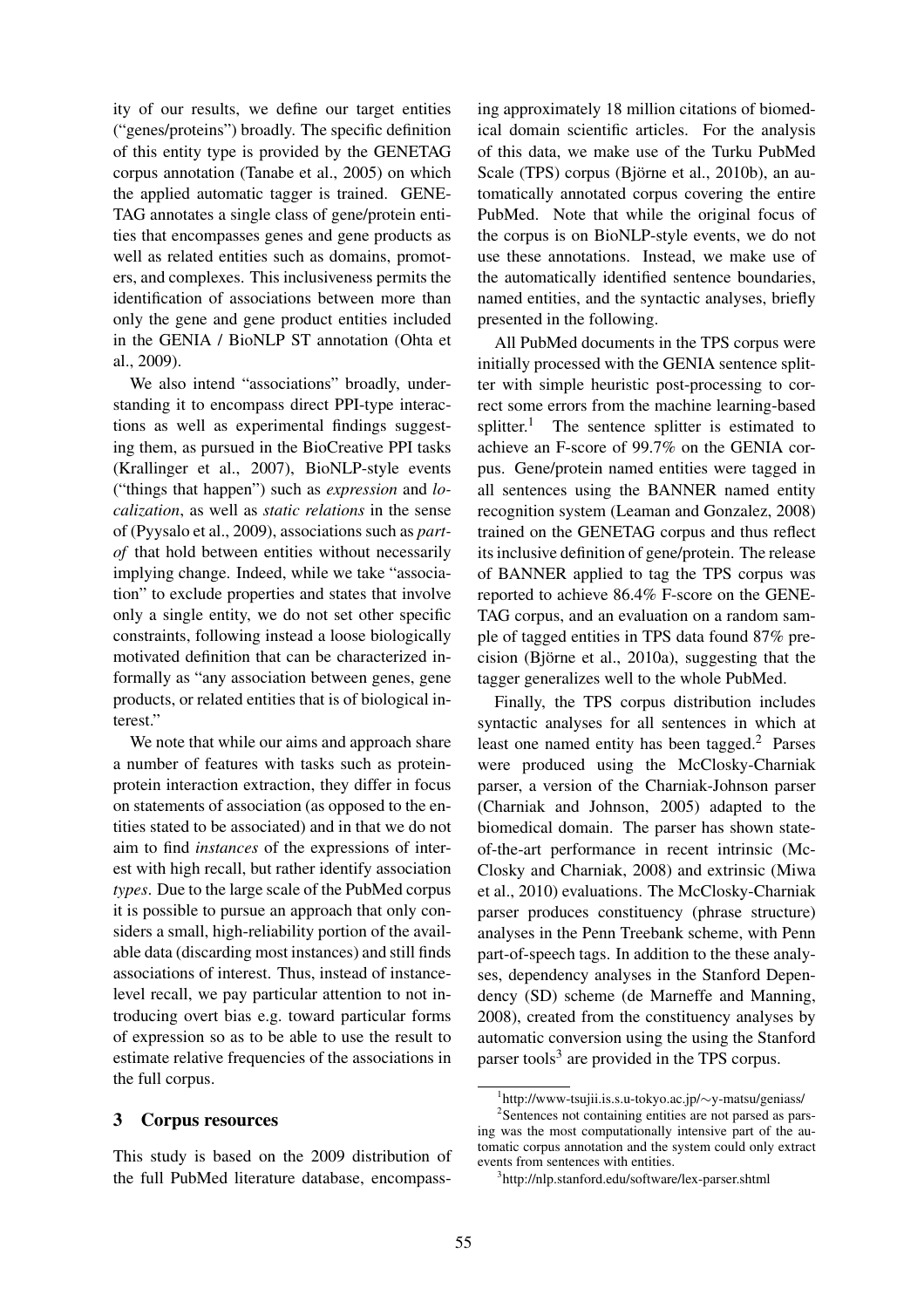ity of our results, we define our target entities ("genes/proteins") broadly. The specific definition of this entity type is provided by the GENETAG corpus annotation (Tanabe et al., 2005) on which the applied automatic tagger is trained. GENETAG annotates a single class of gene/protein entities that encompasses genes and gene products as well as related entities such as domains, promoters, and complexes. This inclusiveness permits the identification of associations between more than only the gene and gene product entities included in the GENIA / BioNLP ST annotation (Ohta et al., 2009).

We also intend "associations" broadly, understanding it to encompass direct PPI-type interactions as well as experimental findings suggesting them, as pursued in the BioCreative PPI tasks (Krallinger et al., 2007), BioNLP-style events ("things that happen") such as *expression* and *localization*, as well as *static relations* in the sense of (Pyysalo et al., 2009), associations such as *part-of* that hold between entities without necessarily implying change. Indeed, while we take "association" to exclude properties and states that involve only a single entity, we do not set other specific constraints, following instead a loose biologically motivated definition that can be characterized informally as "any association between genes, gene products, or related entities that is of biological interest."

We note that while our aims and approach share a number of features with tasks such as protein-protein interaction extraction, they differ in focus on statements of association (as opposed to the entities stated to be associated) and in that we do not aim to find *instances* of the expressions of interest with high recall, but rather identify association *types*. Due to the large scale of the PubMed corpus it is possible to pursue an approach that only considers a small, high-reliability portion of the available data (discarding most instances) and still finds associations of interest. Thus, instead of instance-level recall, we pay particular attention to not introducing overt bias e.g. toward particular forms of expression so as to be able to use the result to estimate relative frequencies of the associations in the full corpus.

## 3 Corpus resources

This study is based on the 2009 distribution of the full PubMed literature database, encompassing approximately 18 million citations of biomedical domain scientific articles. For the analysis of this data, we make use of the Turku PubMed Scale (TPS) corpus (Björne et al., 2010b), an automatically annotated corpus covering the entire PubMed. Note that while the original focus of the corpus is on BioNLP-style events, we do not use these annotations. Instead, we make use of the automatically identified sentence boundaries, named entities, and the syntactic analyses, briefly presented in the following.

All PubMed documents in the TPS corpus were initially processed with the GENIA sentence splitter with simple heuristic post-processing to correct some errors from the machine learning-based splitter.[1] The sentence splitter is estimated to achieve an F-score of 99.7% on the GENIA corpus. Gene/protein named entities were tagged in all sentences using the BANNER named entity recognition system (Leaman and Gonzalez, 2008) trained on the GENETAG corpus and thus reflect its inclusive definition of gene/protein. The release of BANNER applied to tag the TPS corpus was reported to achieve 86.4% F-score on the GENETAG corpus, and an evaluation on a random sample of tagged entities in TPS data found 87% precision (Björne et al., 2010a), suggesting that the tagger generalizes well to the whole PubMed.

Finally, the TPS corpus distribution includes syntactic analyses for all sentences in which at least one named entity has been tagged.[2] Parses were produced using the McClosky-Charniak parser, a version of the Charniak-Johnson parser (Charniak and Johnson, 2005) adapted to the biomedical domain. The parser has shown state-of-the-art performance in recent intrinsic (McClosky and Charniak, 2008) and extrinsic (Miwa et al., 2010) evaluations. The McClosky-Charniak parser produces constituency (phrase structure) analyses in the Penn Treebank scheme, with Penn part-of-speech tags. In addition to the these analyses, dependency analyses in the Stanford Dependency (SD) scheme (de Marneffe and Manning, 2008), created from the constituency analyses by automatic conversion using the using the Stanford parser tools[3] are provided in the TPS corpus.

[1] http://www-tsujii.is.s.u-tokyo.ac.jp/∼y-matsu/geniass/

[2] Sentences not containing entities are not parsed as parsing was the most computationally intensive part of the automatic corpus annotation and the system could only extract events from sentences with entities.

[3] http://nlp.stanford.edu/software/lex-parser.shtml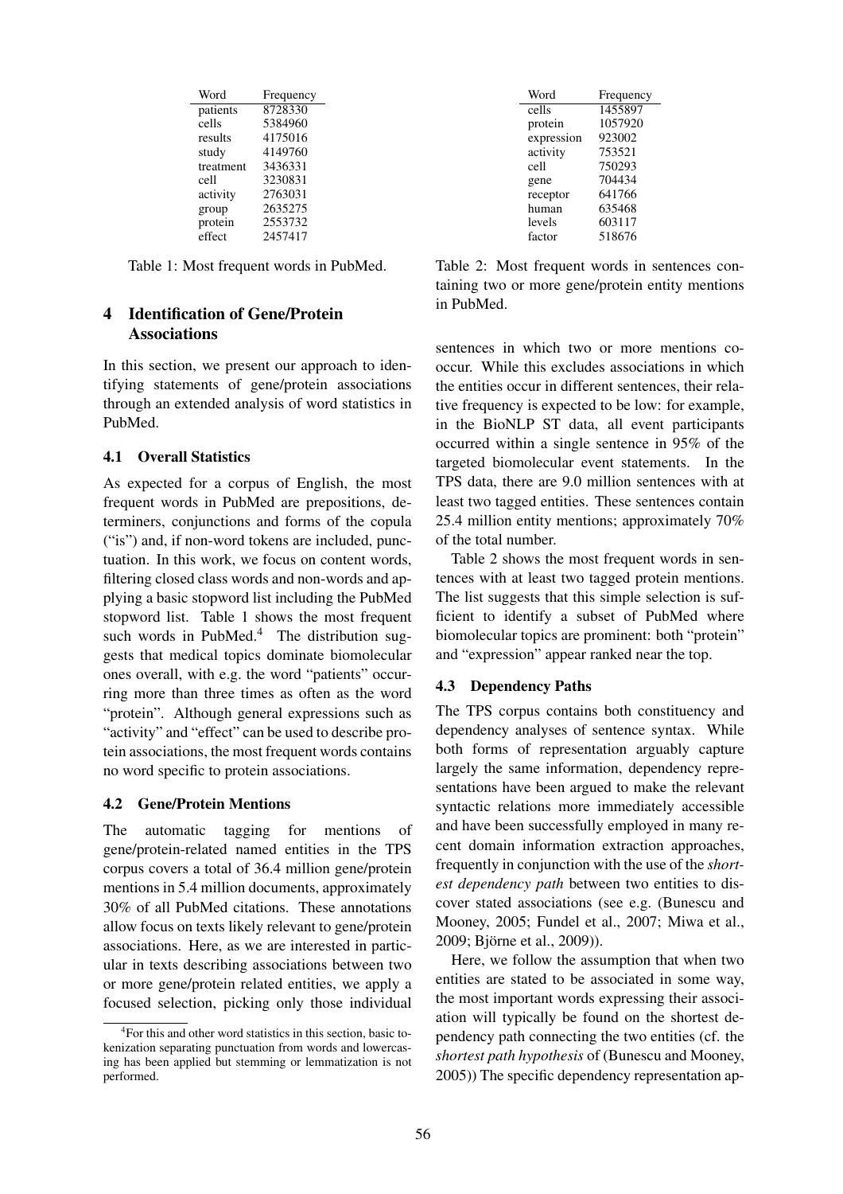| Word | Frequency |
|---|---|
| patients | 8728330 |
| cells | 5384960 |
| results | 4175016 |
| study | 4149760 |
| treatment | 3436331 |
| cell | 3230831 |
| activity | 2763031 |
| group | 2635275 |
| protein | 2553732 |
| effect | 2457417 |

Table 1: Most frequent words in PubMed.

## 4 Identification of Gene/Protein Associations

In this section, we present our approach to identifying statements of gene/protein associations through an extended analysis of word statistics in PubMed.

### 4.1 Overall Statistics

As expected for a corpus of English, the most frequent words in PubMed are prepositions, determiners, conjunctions and forms of the copula ("is") and, if non-word tokens are included, punctuation. In this work, we focus on content words, filtering closed class words and non-words and applying a basic stopword list including the PubMed stopword list. Table 1 shows the most frequent such words in PubMed.[4] The distribution suggests that medical topics dominate biomolecular ones overall, with e.g. the word "patients" occurring more than three times as often as the word "protein". Although general expressions such as "activity" and "effect" can be used to describe protein associations, the most frequent words contains no word specific to protein associations.

### 4.2 Gene/Protein Mentions

The automatic tagging for mentions of gene/protein-related named entities in the TPS corpus covers a total of 36.4 million gene/protein mentions in 5.4 million documents, approximately 30% of all PubMed citations. These annotations allow focus on texts likely relevant to gene/protein associations. Here, as we are interested in particular in texts describing associations between two or more gene/protein related entities, we apply a focused selection, picking only those individual sentences in which two or more mentions co-occur. While this excludes associations in which the entities occur in different sentences, their relative frequency is expected to be low: for example, in the BioNLP ST data, all event participants occurred within a single sentence in 95% of the targeted biomolecular event statements. In the TPS data, there are 9.0 million sentences with at least two tagged entities. These sentences contain 25.4 million entity mentions; approximately 70% of the total number.

| Word | Frequency |
|---|---|
| cells | 1455897 |
| protein | 1057920 |
| expression | 923002 |
| activity | 753521 |
| cell | 750293 |
| gene | 704434 |
| receptor | 641766 |
| human | 635468 |
| levels | 603117 |
| factor | 518676 |

Table 2: Most frequent words in sentences containing two or more gene/protein entity mentions in PubMed.

Table 2 shows the most frequent words in sentences with at least two tagged protein mentions. The list suggests that this simple selection is sufficient to identify a subset of PubMed where biomolecular topics are prominent: both "protein" and "expression" appear ranked near the top.

### 4.3 Dependency Paths

The TPS corpus contains both constituency and dependency analyses of sentence syntax. While both forms of representation arguably capture largely the same information, dependency representations have been argued to make the relevant syntactic relations more immediately accessible and have been successfully employed in many recent domain information extraction approaches, frequently in conjunction with the use of the *shortest dependency path* between two entities to discover stated associations (see e.g. (Bunescu and Mooney, 2005; Fundel et al., 2007; Miwa et al., 2009; Björne et al., 2009)).

Here, we follow the assumption that when two entities are stated to be associated in some way, the most important words expressing their association will typically be found on the shortest dependency path connecting the two entities (cf. the *shortest path hypothesis* of (Bunescu and Mooney, 2005)) The specific dependency representation ap-

[4] For this and other word statistics in this section, basic tokenization separating punctuation from words and lowercasing has been applied but stemming or lemmatization is not performed.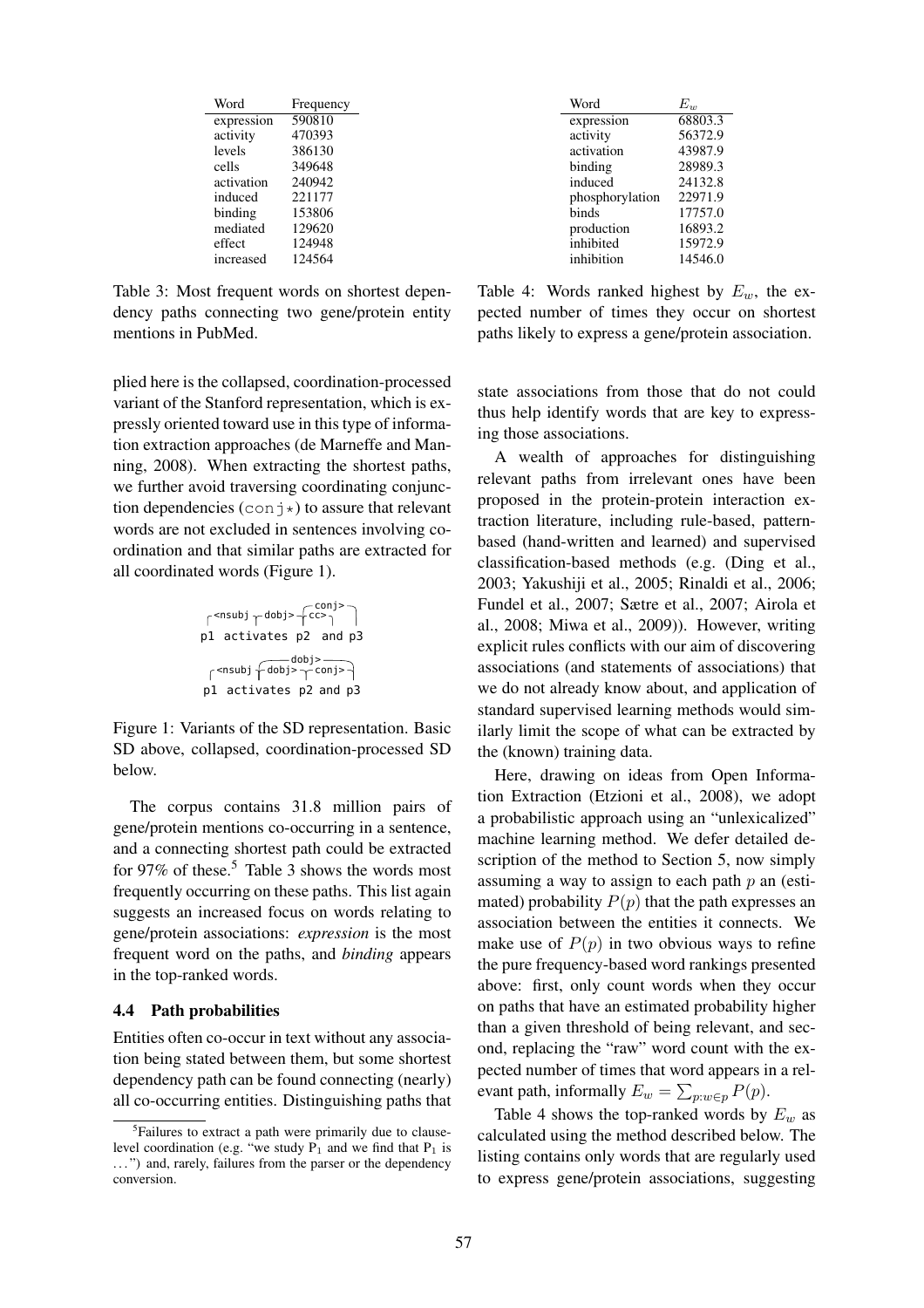| Word | Frequency |
|---|---|
| expression | 590810 |
| activity | 470393 |
| levels | 386130 |
| cells | 349648 |
| activation | 240942 |
| induced | 221177 |
| binding | 153806 |
| mediated | 129620 |
| effect | 124948 |
| increased | 124564 |

Table 3: Most frequent words on shortest dependency paths connecting two gene/protein entity mentions in PubMed.

| Word | $E_w$ |
|---|---|
| expression | 68803.3 |
| activity | 56372.9 |
| activation | 43987.9 |
| binding | 28989.3 |
| induced | 24132.8 |
| phosphorylation | 22971.9 |
| binds | 17757.0 |
| production | 16893.2 |
| inhibited | 15972.9 |
| inhibition | 14546.0 |

Table 4: Words ranked highest by $E_w$, the expected number of times they occur on shortest paths likely to express a gene/protein association.

plied here is the collapsed, coordination-processed variant of the Stanford representation, which is expressly oriented toward use in this type of information extraction approaches (de Marneffe and Manning, 2008). When extracting the shortest paths, we further avoid traversing coordinating conjunction dependencies (`conj*`) to assure that relevant words are not excluded in sentences involving coordination and that similar paths are extracted for all coordinated words (Figure 1).

```
              conj>
 <nsubj  dobj>  cc>
p1  activates  p2  and  p3

           dobj>
 <nsubj  dobj>  conj>
p1  activates  p2  and  p3
```

Figure 1: Variants of the SD representation. Basic SD above, collapsed, coordination-processed SD below.

The corpus contains 31.8 million pairs of gene/protein mentions co-occurring in a sentence, and a connecting shortest path could be extracted for 97% of these.[5] Table 3 shows the words most frequently occurring on these paths. This list again suggests an increased focus on words relating to gene/protein associations: *expression* is the most frequent word on the paths, and *binding* appears in the top-ranked words.

### 4.4 Path probabilities

Entities often co-occur in text without any association being stated between them, but some shortest dependency path can be found connecting (nearly) all co-occurring entities. Distinguishing paths that state associations from those that do not could thus help identify words that are key to expressing those associations.

A wealth of approaches for distinguishing relevant paths from irrelevant ones have been proposed in the protein-protein interaction extraction literature, including rule-based, pattern-based (hand-written and learned) and supervised classification-based methods (e.g. (Ding et al., 2003; Yakushiji et al., 2005; Rinaldi et al., 2006; Fundel et al., 2007; Sætre et al., 2007; Airola et al., 2008; Miwa et al., 2009)). However, writing explicit rules conflicts with our aim of discovering associations (and statements of associations) that we do not already know about, and application of standard supervised learning methods would similarly limit the scope of what can be extracted by the (known) training data.

Here, drawing on ideas from Open Information Extraction (Etzioni et al., 2008), we adopt a probabilistic approach using an "unlexicalized" machine learning method. We defer detailed description of the method to Section 5, now simply assuming a way to assign to each path $p$ an (estimated) probability $P(p)$ that the path expresses an association between the entities it connects. We make use of $P(p)$ in two obvious ways to refine the pure frequency-based word rankings presented above: first, only count words when they occur on paths that have an estimated probability higher than a given threshold of being relevant, and second, replacing the "raw" word count with the expected number of times that word appears in a relevant path, informally $E_w = \sum_{p: w \in p} P(p)$.

Table 4 shows the top-ranked words by $E_w$ as calculated using the method described below. The listing contains only words that are regularly used to express gene/protein associations, suggesting

[5] Failures to extract a path were primarily due to clause-level coordination (e.g. "we study $P_1$ and we find that $P_1$ is ...") and, rarely, failures from the parser or the dependency conversion.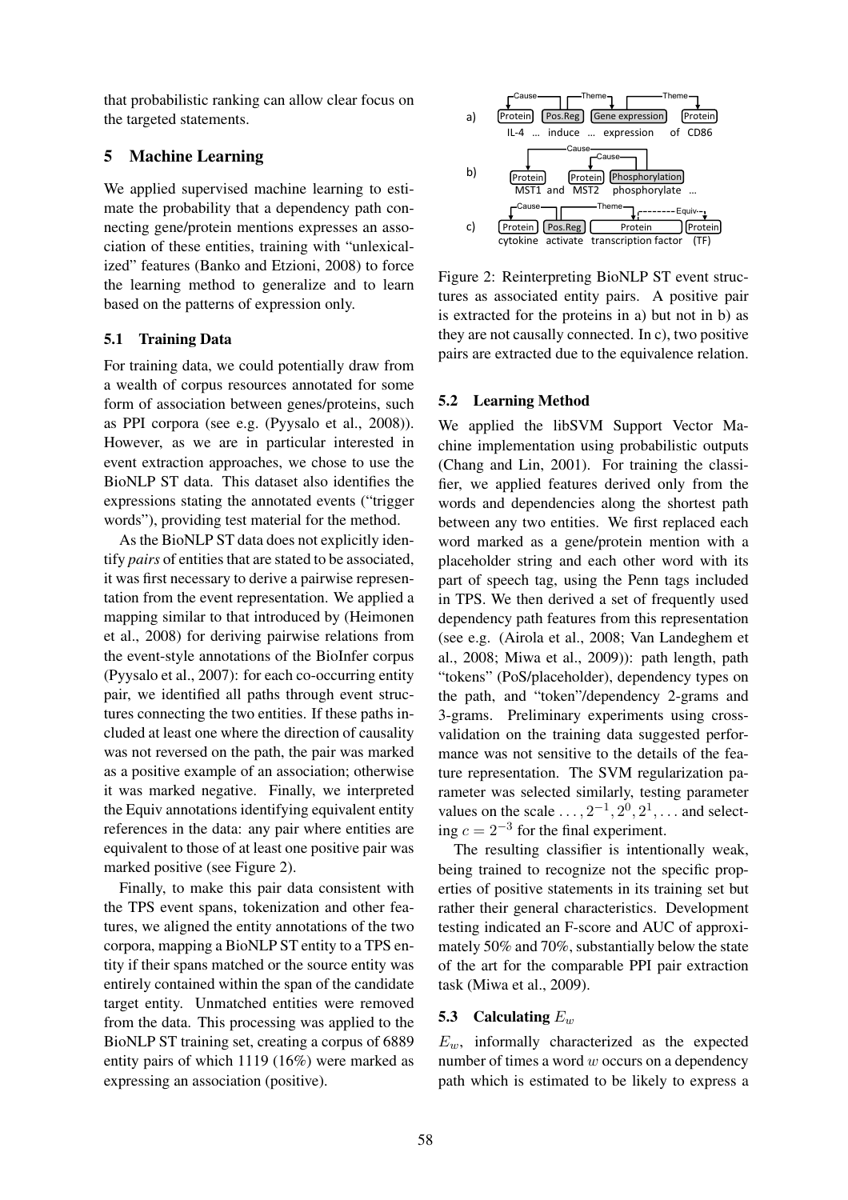that probabilistic ranking can allow clear focus on the targeted statements.

## 5 Machine Learning

We applied supervised machine learning to estimate the probability that a dependency path connecting gene/protein mentions expresses an association of these entities, training with "unlexicalized" features (Banko and Etzioni, 2008) to force the learning method to generalize and to learn based on the patterns of expression only.

### 5.1 Training Data

For training data, we could potentially draw from a wealth of corpus resources annotated for some form of association between genes/proteins, such as PPI corpora (see e.g. (Pyysalo et al., 2008)). However, as we are in particular interested in event extraction approaches, we chose to use the BioNLP ST data. This dataset also identifies the expressions stating the annotated events ("trigger words"), providing test material for the method.

As the BioNLP ST data does not explicitly identify *pairs* of entities that are stated to be associated, it was first necessary to derive a pairwise representation from the event representation. We applied a mapping similar to that introduced by (Heimonen et al., 2008) for deriving pairwise relations from the event-style annotations of the BioInfer corpus (Pyysalo et al., 2007): for each co-occurring entity pair, we identified all paths through event structures connecting the two entities. If these paths included at least one where the direction of causality was not reversed on the path, the pair was marked as a positive example of an association; otherwise it was marked negative. Finally, we interpreted the Equiv annotations identifying equivalent entity references in the data: any pair where entities are equivalent to those of at least one positive pair was marked positive (see Figure 2).

Finally, to make this pair data consistent with the TPS event spans, tokenization and other features, we aligned the entity annotations of the two corpora, mapping a BioNLP ST entity to a TPS entity if their spans matched or the source entity was entirely contained within the span of the candidate target entity. Unmatched entities were removed from the data. This processing was applied to the BioNLP ST training set, creating a corpus of 6889 entity pairs of which 1119 (16%) were marked as expressing an association (positive).

Figure 2: Reinterpreting BioNLP ST event structures as associated entity pairs. A positive pair is extracted for the proteins in a) but not in b) as they are not causally connected. In c), two positive pairs are extracted due to the equivalence relation.

### 5.2 Learning Method

We applied the libSVM Support Vector Machine implementation using probabilistic outputs (Chang and Lin, 2001). For training the classifier, we applied features derived only from the words and dependencies along the shortest path between any two entities. We first replaced each word marked as a gene/protein mention with a placeholder string and each other word with its part of speech tag, using the Penn tags included in TPS. We then derived a set of frequently used dependency path features from this representation (see e.g. (Airola et al., 2008; Van Landeghem et al., 2008; Miwa et al., 2009)): path length, path "tokens" (PoS/placeholder), dependency types on the path, and "token"/dependency 2-grams and 3-grams. Preliminary experiments using cross-validation on the training data suggested performance was not sensitive to the details of the feature representation. The SVM regularization parameter was selected similarly, testing parameter values on the scale $\ldots, 2^{-1}, 2^{0}, 2^{1}, \ldots$ and selecting $c = 2^{-3}$ for the final experiment.

The resulting classifier is intentionally weak, being trained to recognize not the specific properties of positive statements in its training set but rather their general characteristics. Development testing indicated an F-score and AUC of approximately 50% and 70%, substantially below the state of the art for the comparable PPI pair extraction task (Miwa et al., 2009).

### 5.3 Calculating $E_w$

$E_w$, informally characterized as the expected number of times a word $w$ occurs on a dependency path which is estimated to be likely to express a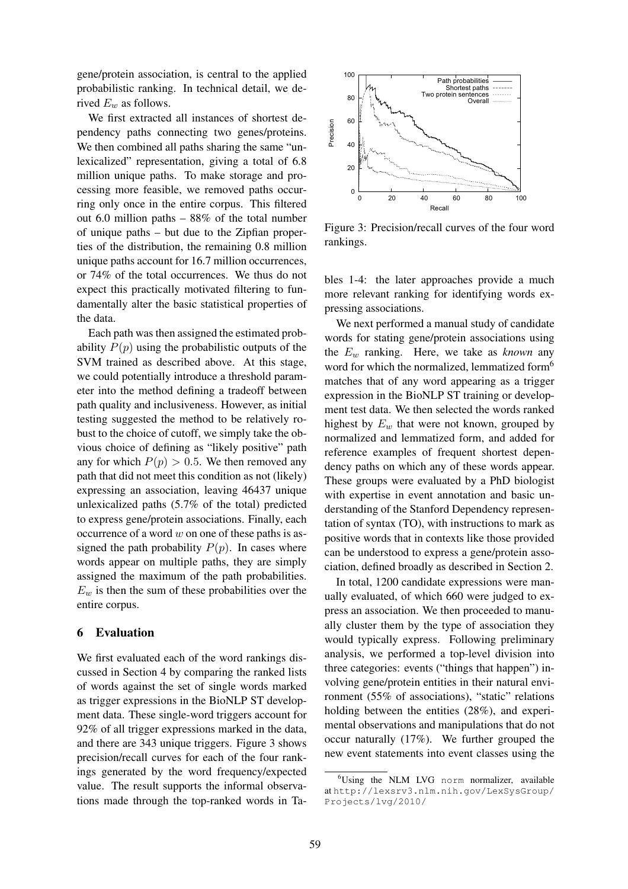gene/protein association, is central to the applied probabilistic ranking. In technical detail, we derived $E_w$ as follows.

We first extracted all instances of shortest dependency paths connecting two genes/proteins. We then combined all paths sharing the same "unlexicalized" representation, giving a total of 6.8 million unique paths. To make storage and processing more feasible, we removed paths occurring only once in the entire corpus. This filtered out 6.0 million paths – 88% of the total number of unique paths – but due to the Zipfian properties of the distribution, the remaining 0.8 million unique paths account for 16.7 million occurrences, or 74% of the total occurrences. We thus do not expect this practically motivated filtering to fundamentally alter the basic statistical properties of the data.

Each path was then assigned the estimated probability $P(p)$ using the probabilistic outputs of the SVM trained as described above. At this stage, we could potentially introduce a threshold parameter into the method defining a tradeoff between path quality and inclusiveness. However, as initial testing suggested the method to be relatively robust to the choice of cutoff, we simply take the obvious choice of defining as "likely positive" path any for which $P(p) > 0.5$. We then removed any path that did not meet this condition as not (likely) expressing an association, leaving 46437 unique unlexicalized paths (5.7% of the total) predicted to express gene/protein associations. Finally, each occurrence of a word $w$ on one of these paths is assigned the path probability $P(p)$. In cases where words appear on multiple paths, they are simply assigned the maximum of the path probabilities. $E_w$ is then the sum of these probabilities over the entire corpus.

## 6 Evaluation

We first evaluated each of the word rankings discussed in Section 4 by comparing the ranked lists of words against the set of single words marked as trigger expressions in the BioNLP ST development data. These single-word triggers account for 92% of all trigger expressions marked in the data, and there are 343 unique triggers. Figure 3 shows precision/recall curves for each of the four rankings generated by the word frequency/expected value. The result supports the informal observations made through the top-ranked words in Tables 1-4: the later approaches provide a much more relevant ranking for identifying words expressing associations.

Figure 3: Precision/recall curves of the four word rankings.

We next performed a manual study of candidate words for stating gene/protein associations using the $E_w$ ranking. Here, we take as *known* any word for which the normalized, lemmatized form[6] matches that of any word appearing as a trigger expression in the BioNLP ST training or development test data. We then selected the words ranked highest by $E_w$ that were not known, grouped by normalized and lemmatized form, and added for reference examples of frequent shortest dependency paths on which any of these words appear. These groups were evaluated by a PhD biologist with expertise in event annotation and basic understanding of the Stanford Dependency representation of syntax (TO), with instructions to mark as positive words that in contexts like those provided can be understood to express a gene/protein association, defined broadly as described in Section 2.

In total, 1200 candidate expressions were manually evaluated, of which 660 were judged to express an association. We then proceeded to manually cluster them by the type of association they would typically express. Following preliminary analysis, we performed a top-level division into three categories: events ("things that happen") involving gene/protein entities in their natural environment (55% of associations), "static" relations holding between the entities (28%), and experimental observations and manipulations that do not occur naturally (17%). We further grouped the new event statements into event classes using the

[6] Using the NLM LVG `norm` normalizer, available at http://lexsrv3.nlm.nih.gov/LexSysGroup/Projects/lvg/2010/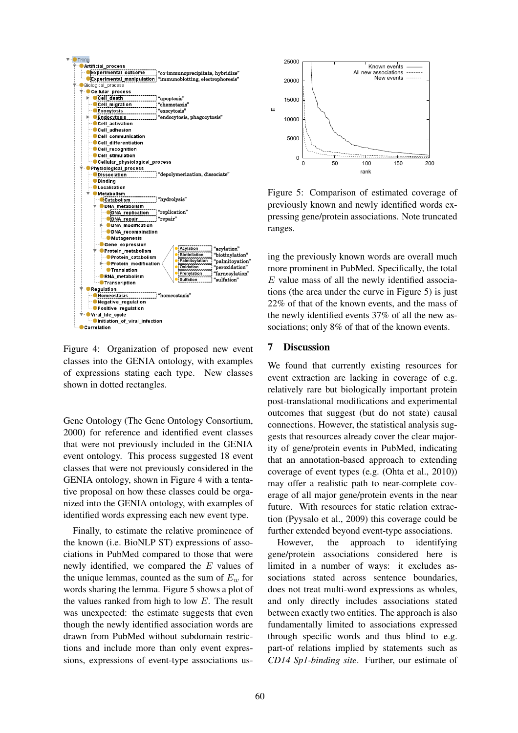Figure 4: Organization of proposed new event classes into the GENIA ontology, with examples of expressions stating each type. New classes shown in dotted rectangles.

Gene Ontology (The Gene Ontology Consortium, 2000) for reference and identified event classes that were not previously included in the GENIA event ontology. This process suggested 18 event classes that were not previously considered in the GENIA ontology, shown in Figure 4 with a tentative proposal on how these classes could be organized into the GENIA ontology, with examples of identified words expressing each new event type.

Finally, to estimate the relative prominence of the known (i.e. BioNLP ST) expressions of associations in PubMed compared to those that were newly identified, we compared the $E$ values of the unique lemmas, counted as the sum of $E_w$ for words sharing the lemma. Figure 5 shows a plot of the values ranked from high to low $E$. The result was unexpected: the estimate suggests that even though the newly identified association words are drawn from PubMed without subdomain restrictions and include more than only event expressions, expressions of event-type associations using the previously known words are overall much more prominent in PubMed. Specifically, the total $E$ value mass of all the newly identified associations (the area under the curve in Figure 5) is just 22% of that of the known events, and the mass of the newly identified events 37% of all the new associations; only 8% of that of the known events.

Figure 5: Comparison of estimated coverage of previously known and newly identified words expressing gene/protein associations. Note truncated ranges.

## 7 Discussion

We found that currently existing resources for event extraction are lacking in coverage of e.g. relatively rare but biologically important protein post-translational modifications and experimental outcomes that suggest (but do not state) causal connections. However, the statistical analysis suggests that resources already cover the clear majority of gene/protein events in PubMed, indicating that an annotation-based approach to extending coverage of event types (e.g. (Ohta et al., 2010)) may offer a realistic path to near-complete coverage of all major gene/protein events in the near future. With resources for static relation extraction (Pyysalo et al., 2009) this coverage could be further extended beyond event-type associations.

However, the approach to identifying gene/protein associations considered here is limited in a number of ways: it excludes associations stated across sentence boundaries, does not treat multi-word expressions as wholes, and only directly includes associations stated between exactly two entities. The approach is also fundamentally limited to associations expressed through specific words and thus blind to e.g. part-of relations implied by statements such as *CD14 Sp1-binding site*. Further, our estimate of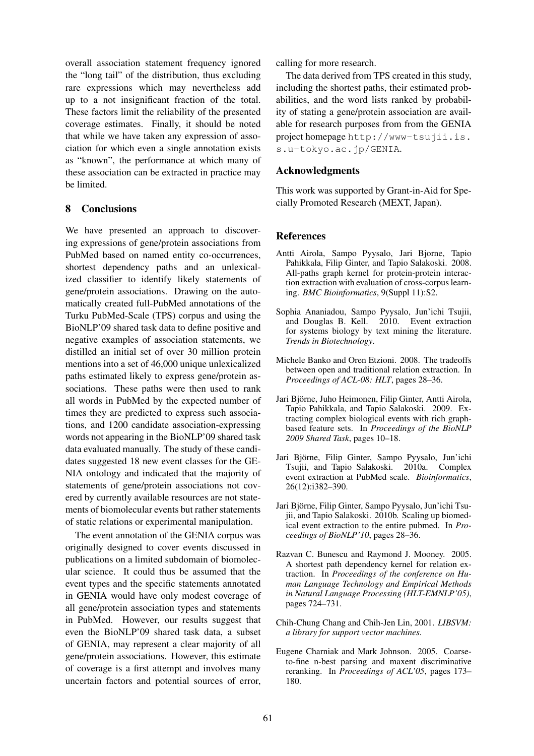overall association statement frequency ignored the "long tail" of the distribution, thus excluding rare expressions which may nevertheless add up to a not insignificant fraction of the total. These factors limit the reliability of the presented coverage estimates. Finally, it should be noted that while we have taken any expression of association for which even a single annotation exists as "known", the performance at which many of these association can be extracted in practice may be limited.

## 8 Conclusions

We have presented an approach to discovering expressions of gene/protein associations from PubMed based on named entity co-occurrences, shortest dependency paths and an unlexicalized classifier to identify likely statements of gene/protein associations. Drawing on the automatically created full-PubMed annotations of the Turku PubMed-Scale (TPS) corpus and using the BioNLP'09 shared task data to define positive and negative examples of association statements, we distilled an initial set of over 30 million protein mentions into a set of 46,000 unique unlexicalized paths estimated likely to express gene/protein associations. These paths were then used to rank all words in PubMed by the expected number of times they are predicted to express such associations, and 1200 candidate association-expressing words not appearing in the BioNLP'09 shared task data evaluated manually. The study of these candidates suggested 18 new event classes for the GENIA ontology and indicated that the majority of statements of gene/protein associations not covered by currently available resources are not statements of biomolecular events but rather statements of static relations or experimental manipulation.

The event annotation of the GENIA corpus was originally designed to cover events discussed in publications on a limited subdomain of biomolecular science. It could thus be assumed that the event types and the specific statements annotated in GENIA would have only modest coverage of all gene/protein association types and statements in PubMed. However, our results suggest that even the BioNLP'09 shared task data, a subset of GENIA, may represent a clear majority of all gene/protein associations. However, this estimate of coverage is a first attempt and involves many uncertain factors and potential sources of error, calling for more research.

The data derived from TPS created in this study, including the shortest paths, their estimated probabilities, and the word lists ranked by probability of stating a gene/protein association are available for research purposes from from the GENIA project homepage `http://www-tsujii.is.s.u-tokyo.ac.jp/GENIA`.

## Acknowledgments

This work was supported by Grant-in-Aid for Specially Promoted Research (MEXT, Japan).

## References

Antti Airola, Sampo Pyysalo, Jari Bjorne, Tapio Pahikkala, Filip Ginter, and Tapio Salakoski. 2008. All-paths graph kernel for protein-protein interaction extraction with evaluation of cross-corpus learning. *BMC Bioinformatics*, 9(Suppl 11):S2.

Sophia Ananiadou, Sampo Pyysalo, Jun'ichi Tsujii, and Douglas B. Kell. 2010. Event extraction for systems biology by text mining the literature. *Trends in Biotechnology*.

Michele Banko and Oren Etzioni. 2008. The tradeoffs between open and traditional relation extraction. In *Proceedings of ACL-08: HLT*, pages 28–36.

Jari Björne, Juho Heimonen, Filip Ginter, Antti Airola, Tapio Pahikkala, and Tapio Salakoski. 2009. Extracting complex biological events with rich graph-based feature sets. In *Proceedings of the BioNLP 2009 Shared Task*, pages 10–18.

Jari Björne, Filip Ginter, Sampo Pyysalo, Jun'ichi Tsujii, and Tapio Salakoski. 2010a. Complex event extraction at PubMed scale. *Bioinformatics*, 26(12):i382–390.

Jari Björne, Filip Ginter, Sampo Pyysalo, Jun'ichi Tsujii, and Tapio Salakoski. 2010b. Scaling up biomedical event extraction to the entire pubmed. In *Proceedings of BioNLP'10*, pages 28–36.

Razvan C. Bunescu and Raymond J. Mooney. 2005. A shortest path dependency kernel for relation extraction. In *Proceedings of the conference on Human Language Technology and Empirical Methods in Natural Language Processing (HLT-EMNLP'05)*, pages 724–731.

Chih-Chung Chang and Chih-Jen Lin, 2001. *LIBSVM: a library for support vector machines*.

Eugene Charniak and Mark Johnson. 2005. Coarse-to-fine n-best parsing and maxent discriminative reranking. In *Proceedings of ACL'05*, pages 173–180.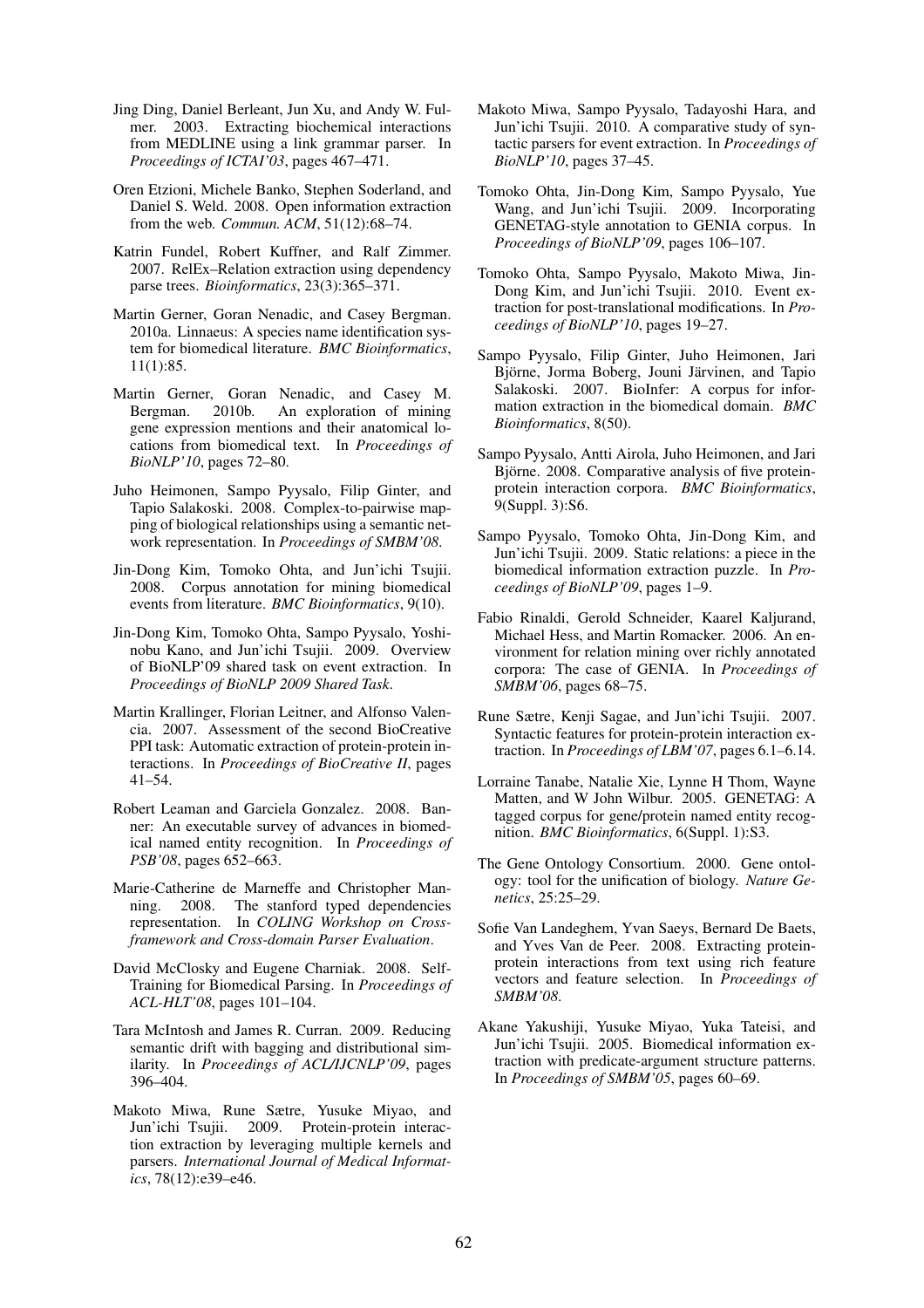Jing Ding, Daniel Berleant, Jun Xu, and Andy W. Fulmer. 2003. Extracting biochemical interactions from MEDLINE using a link grammar parser. In *Proceedings of ICTAI'03*, pages 467–471.

Oren Etzioni, Michele Banko, Stephen Soderland, and Daniel S. Weld. 2008. Open information extraction from the web. *Commun. ACM*, 51(12):68–74.

Katrin Fundel, Robert Kuffner, and Ralf Zimmer. 2007. RelEx–Relation extraction using dependency parse trees. *Bioinformatics*, 23(3):365–371.

Martin Gerner, Goran Nenadic, and Casey Bergman. 2010a. Linnaeus: A species name identification system for biomedical literature. *BMC Bioinformatics*, 11(1):85.

Martin Gerner, Goran Nenadic, and Casey M. Bergman. 2010b. An exploration of mining gene expression mentions and their anatomical locations from biomedical text. In *Proceedings of BioNLP'10*, pages 72–80.

Juho Heimonen, Sampo Pyysalo, Filip Ginter, and Tapio Salakoski. 2008. Complex-to-pairwise mapping of biological relationships using a semantic network representation. In *Proceedings of SMBM'08*.

Jin-Dong Kim, Tomoko Ohta, and Jun'ichi Tsujii. 2008. Corpus annotation for mining biomedical events from literature. *BMC Bioinformatics*, 9(10).

Jin-Dong Kim, Tomoko Ohta, Sampo Pyysalo, Yoshinobu Kano, and Jun'ichi Tsujii. 2009. Overview of BioNLP'09 shared task on event extraction. In *Proceedings of BioNLP 2009 Shared Task*.

Martin Krallinger, Florian Leitner, and Alfonso Valencia. 2007. Assessment of the second BioCreative PPI task: Automatic extraction of protein-protein interactions. In *Proceedings of BioCreative II*, pages 41–54.

Robert Leaman and Garciela Gonzalez. 2008. Banner: An executable survey of advances in biomedical named entity recognition. In *Proceedings of PSB'08*, pages 652–663.

Marie-Catherine de Marneffe and Christopher Manning. 2008. The stanford typed dependencies representation. In *COLING Workshop on Cross-framework and Cross-domain Parser Evaluation*.

David McClosky and Eugene Charniak. 2008. Self-Training for Biomedical Parsing. In *Proceedings of ACL-HLT'08*, pages 101–104.

Tara McIntosh and James R. Curran. 2009. Reducing semantic drift with bagging and distributional similarity. In *Proceedings of ACL/IJCNLP'09*, pages 396–404.

Makoto Miwa, Rune Sætre, Yusuke Miyao, and Jun'ichi Tsujii. 2009. Protein-protein interaction extraction by leveraging multiple kernels and parsers. *International Journal of Medical Informatics*, 78(12):e39–e46.

Makoto Miwa, Sampo Pyysalo, Tadayoshi Hara, and Jun'ichi Tsujii. 2010. A comparative study of syntactic parsers for event extraction. In *Proceedings of BioNLP'10*, pages 37–45.

Tomoko Ohta, Jin-Dong Kim, Sampo Pyysalo, Yue Wang, and Jun'ichi Tsujii. 2009. Incorporating GENETAG-style annotation to GENIA corpus. In *Proceedings of BioNLP'09*, pages 106–107.

Tomoko Ohta, Sampo Pyysalo, Makoto Miwa, Jin-Dong Kim, and Jun'ichi Tsujii. 2010. Event extraction for post-translational modifications. In *Proceedings of BioNLP'10*, pages 19–27.

Sampo Pyysalo, Filip Ginter, Juho Heimonen, Jari Björne, Jorma Boberg, Jouni Järvinen, and Tapio Salakoski. 2007. BioInfer: A corpus for information extraction in the biomedical domain. *BMC Bioinformatics*, 8(50).

Sampo Pyysalo, Antti Airola, Juho Heimonen, and Jari Björne. 2008. Comparative analysis of five protein-protein interaction corpora. *BMC Bioinformatics*, 9(Suppl. 3):S6.

Sampo Pyysalo, Tomoko Ohta, Jin-Dong Kim, and Jun'ichi Tsujii. 2009. Static relations: a piece in the biomedical information extraction puzzle. In *Proceedings of BioNLP'09*, pages 1–9.

Fabio Rinaldi, Gerold Schneider, Kaarel Kaljurand, Michael Hess, and Martin Romacker. 2006. An environment for relation mining over richly annotated corpora: The case of GENIA. In *Proceedings of SMBM'06*, pages 68–75.

Rune Sætre, Kenji Sagae, and Jun'ichi Tsujii. 2007. Syntactic features for protein-protein interaction extraction. In *Proceedings of LBM'07*, pages 6.1–6.14.

Lorraine Tanabe, Natalie Xie, Lynne H Thom, Wayne Matten, and W John Wilbur. 2005. GENETAG: A tagged corpus for gene/protein named entity recognition. *BMC Bioinformatics*, 6(Suppl. 1):S3.

The Gene Ontology Consortium. 2000. Gene ontology: tool for the unification of biology. *Nature Genetics*, 25:25–29.

Sofie Van Landeghem, Yvan Saeys, Bernard De Baets, and Yves Van de Peer. 2008. Extracting protein-protein interactions from text using rich feature vectors and feature selection. In *Proceedings of SMBM'08*.

Akane Yakushiji, Yusuke Miyao, Yuka Tateisi, and Jun'ichi Tsujii. 2005. Biomedical information extraction with predicate-argument structure patterns. In *Proceedings of SMBM'05*, pages 60–69.